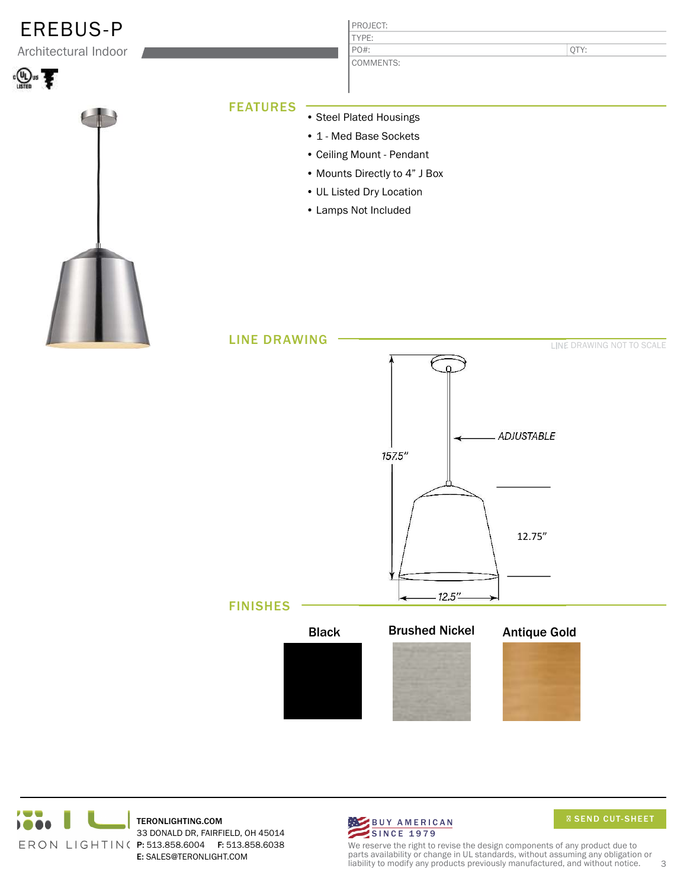# EREBUS-P

Architectural Indoor

| PROJECT: | |
|---|---|
| TYPE: | |
| PO#: | QTY: |
| COMMENTS: | |

## FEATURES

- Steel Plated Housings
- 1 - Med Base Sockets
- Ceiling Mount - Pendant
- Mounts Directly to 4” J Box
- UL Listed Dry Location
- Lamps Not Included

## LINE DRAWING

LINE DRAWING NOT TO SCALE

ADJUSTABLE

157.5”

12.75”

12.5”

## FINISHES

| Black | Brushed Nickel | Antique Gold |
|---|---|---|

TERONLIGHTING.COM
33 DONALD DR, FAIRFIELD, OH 45014
**P:** 513.858.6004 **F:** 513.858.6038
**E:** SALES@TERONLIGHT.COM

BUY AMERICAN SINCE 1979

SEND CUT-SHEET

We reserve the right to revise the design components of any product due to parts availability or change in UL standards, without assuming any obligation or liability to modify any products previously manufactured, and without notice.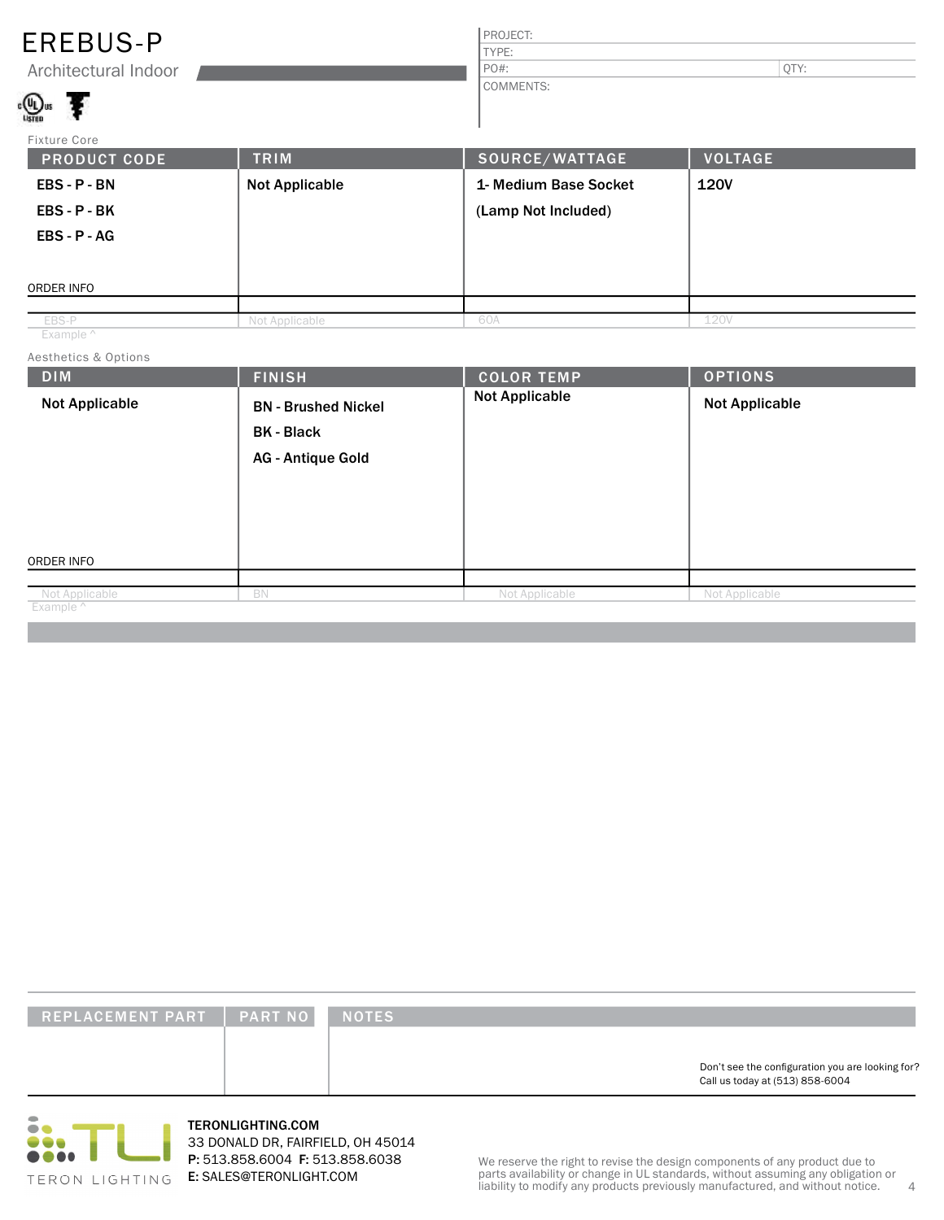# EREBUS-P

Architectual Indoor

| | |
|---|---|
| PROJECT: | |
| TYPE: | |
| PO#: | QTY: |
| COMMENTS: | |

Fixture Core

| PRODUCT CODE | TRIM | SOURCE/WATTAGE | VOLTAGE |
|---|---|---|---|
| **EBS - P - BN**<br>**EBS - P - BK**<br>**EBS - P - AG** | **Not Applicable** | **1- Medium Base Socket**<br>**(Lamp Not Included)** | **120V** |
| ORDER INFO | | | |
| EBS-P | Not Applicable | 60A | 120V |

Example ^

Aesthetics & Options

| DIM | FINISH | COLOR TEMP | OPTIONS |
|---|---|---|---|
| **Not Applicable** | **BN - Brushed Nickel**<br>**BK - Black**<br>**AG - Antique Gold** | **Not Applicable** | **Not Applicable** |
| ORDER INFO | | | |
| Not Applicable | BN | Not Applicable | Not Applicable |

Example ^

| REPLACEMENT PART | PART NO | NOTES |
|---|---|---|
| | | |

Don't see the configuration you are looking for? Call us today at (513) 858-6004

TERON LIGHTING

**TERONLIGHTING.COM**
33 DONALD DR, FAIRFIELD, OH 45014
**P:** 513.858.6004 **F:** 513.858.6038
**E:** SALES@TERONLIGHT.COM

We reserve the right to revise the design components of any product due to parts availability or change in UL standards, without assuming any obligation or liability to modify any products previously manufactured, and without notice.